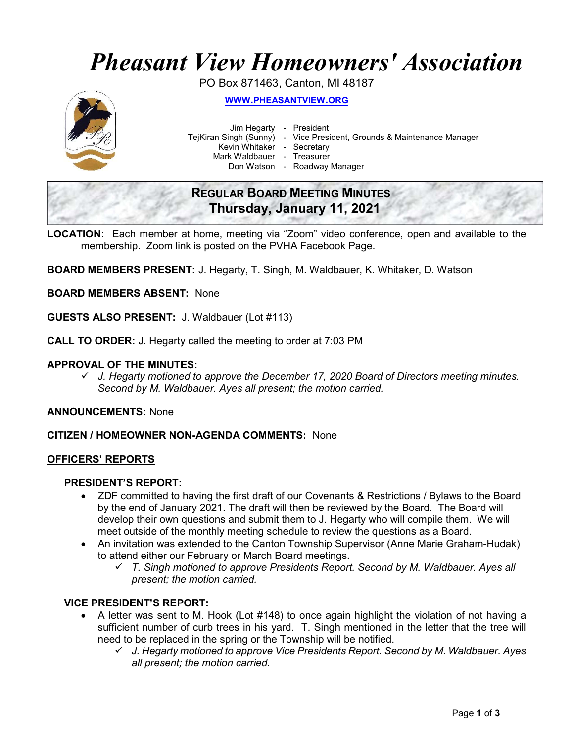# Pheasant View Homeowners' Association

PO Box 871463, Canton, MI 48187

[WWW.PHEASANTVIEW.ORG](http://WWW.PHEASANTVIEW.ORG)

Jim Hegarty - President
TejKiran Singh (Sunny) - Vice President, Grounds & Maintenance Manager
Kevin Whitaker - Secretary
Mark Waldbauer - Treasurer
Don Watson - Roadway Manager

## REGULAR BOARD MEETING MINUTES
## Thursday, January 11, 2021

**LOCATION:** Each member at home, meeting via "Zoom" video conference, open and available to the membership. Zoom link is posted on the PVHA Facebook Page.

**BOARD MEMBERS PRESENT:** J. Hegarty, T. Singh, M. Waldbauer, K. Whitaker, D. Watson

**BOARD MEMBERS ABSENT:** None

**GUESTS ALSO PRESENT:** J. Waldbauer (Lot #113)

**CALL TO ORDER:** J. Hegarty called the meeting to order at 7:03 PM

**APPROVAL OF THE MINUTES:**

- ✓ *J. Hegarty motioned to approve the December 17, 2020 Board of Directors meeting minutes. Second by M. Waldbauer. Ayes all present; the motion carried.*

**ANNOUNCEMENTS:** None

**CITIZEN / HOMEOWNER NON-AGENDA COMMENTS:** None

## OFFICERS' REPORTS

### PRESIDENT'S REPORT:

- ZDF committed to having the first draft of our Covenants & Restrictions / Bylaws to the Board by the end of January 2021. The draft will then be reviewed by the Board. The Board will develop their own questions and submit them to J. Hegarty who will compile them. We will meet outside of the monthly meeting schedule to review the questions as a Board.
- An invitation was extended to the Canton Township Supervisor (Anne Marie Graham-Hudak) to attend either our February or March Board meetings.
  - ✓ *T. Singh motioned to approve Presidents Report. Second by M. Waldbauer. Ayes all present; the motion carried.*

### VICE PRESIDENT'S REPORT:

- A letter was sent to M. Hook (Lot #148) to once again highlight the violation of not having a sufficient number of curb trees in his yard. T. Singh mentioned in the letter that the tree will need to be replaced in the spring or the Township will be notified.
  - ✓ *J. Hegarty motioned to approve Vice Presidents Report. Second by M. Waldbauer. Ayes all present; the motion carried.*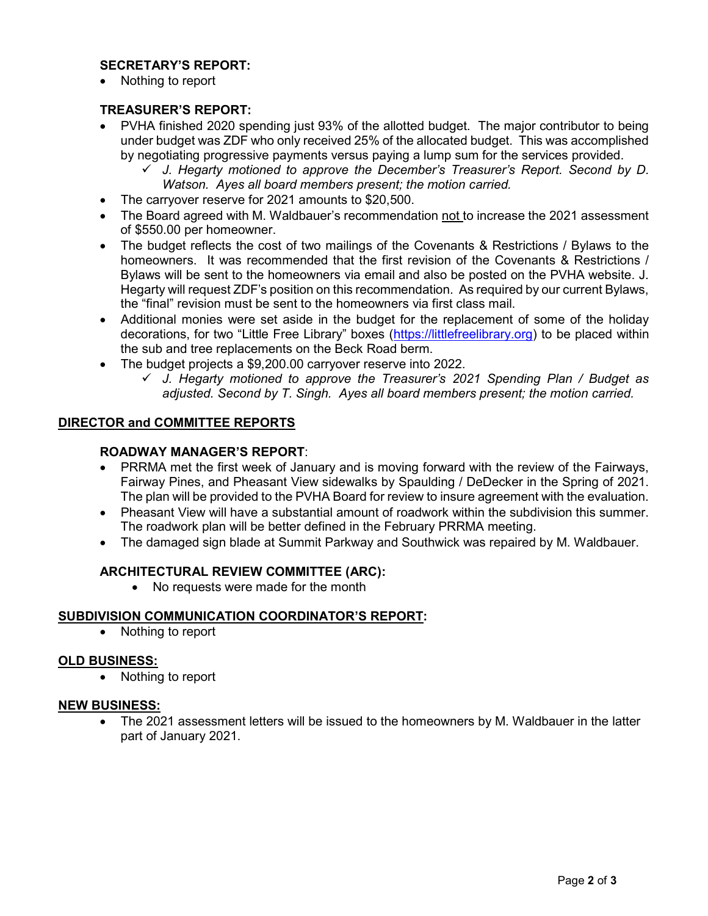### SECRETARY'S REPORT:

- Nothing to report

### TREASURER'S REPORT:

- PVHA finished 2020 spending just 93% of the allotted budget. The major contributor to being under budget was ZDF who only received 25% of the allocated budget. This was accomplished by negotiating progressive payments versus paying a lump sum for the services provided.
  - ✓ *J. Hegarty motioned to approve the December's Treasurer's Report. Second by D. Watson. Ayes all board members present; the motion carried.*
- The carryover reserve for 2021 amounts to $20,500.
- The Board agreed with M. Waldbauer's recommendation <u>not</u> to increase the 2021 assessment of $550.00 per homeowner.
- The budget reflects the cost of two mailings of the Covenants & Restrictions / Bylaws to the homeowners. It was recommended that the first revision of the Covenants & Restrictions / Bylaws will be sent to the homeowners via email and also be posted on the PVHA website. J. Hegarty will request ZDF's position on this recommendation. As required by our current Bylaws, the "final" revision must be sent to the homeowners via first class mail.
- Additional monies were set aside in the budget for the replacement of some of the holiday decorations, for two "Little Free Library" boxes (https://littlefreelibrary.org) to be placed within the sub and tree replacements on the Beck Road berm.
- The budget projects a $9,200.00 carryover reserve into 2022.
  - ✓ *J. Hegarty motioned to approve the Treasurer's 2021 Spending Plan / Budget as adjusted. Second by T. Singh. Ayes all board members present; the motion carried.*

## DIRECTOR and COMMITTEE REPORTS

### ROADWAY MANAGER'S REPORT:

- PRRMA met the first week of January and is moving forward with the review of the Fairways, Fairway Pines, and Pheasant View sidewalks by Spaulding / DeDecker in the Spring of 2021. The plan will be provided to the PVHA Board for review to insure agreement with the evaluation.
- Pheasant View will have a substantial amount of roadwork within the subdivision this summer. The roadwork plan will be better defined in the February PRRMA meeting.
- The damaged sign blade at Summit Parkway and Southwick was repaired by M. Waldbauer.

### ARCHITECTURAL REVIEW COMMITTEE (ARC):

- No requests were made for the month

## SUBDIVISION COMMUNICATION COORDINATOR'S REPORT:

- Nothing to report

## OLD BUSINESS:

- Nothing to report

## NEW BUSINESS:

- The 2021 assessment letters will be issued to the homeowners by M. Waldbauer in the latter part of January 2021.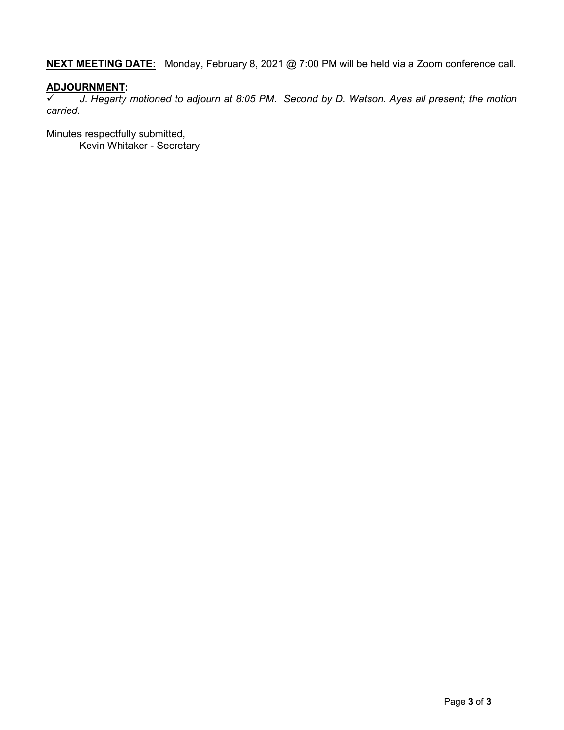**NEXT MEETING DATE:** Monday, February 8, 2021 @ 7:00 PM will be held via a Zoom conference call.

**ADJOURNMENT:**

✓ *J. Hegarty motioned to adjourn at 8:05 PM. Second by D. Watson. Ayes all present; the motion carried.*

Minutes respectfully submitted,
Kevin Whitaker - Secretary